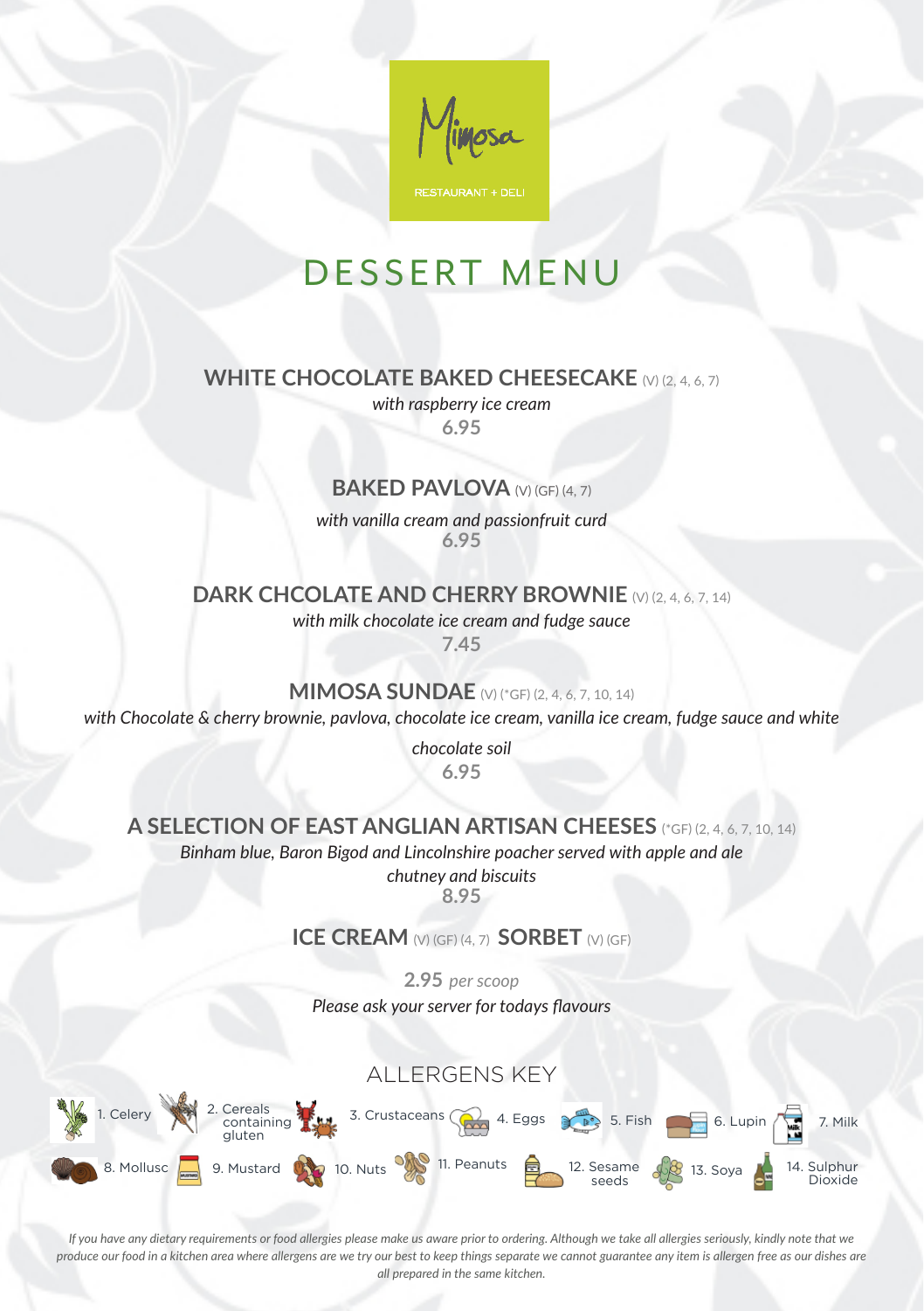Mimosa

RESTAURANT + DELI

# DESSERT MENU

## WHITE CHOCOLATE BAKED CHEESECAKE (V) (2, 4, 6, 7)

*with raspberry ice cream*

**6.95**

## BAKED PAVLOVA (V) (GF) (4, 7)

*with vanilla cream and passionfruit curd*

**6.95**

## DARK CHCOLATE AND CHERRY BROWNIE (V) (2, 4, 6, 7, 14)

*with milk chocolate ice cream and fudge sauce*

**7.45**

## MIMOSA SUNDAE (V) (*GF) (2, 4, 6, 7, 10, 14)

*with Chocolate & cherry brownie, pavlova, chocolate ice cream, vanilla ice cream, fudge sauce and white chocolate soil*

**6.95**

## A SELECTION OF EAST ANGLIAN ARTISAN CHEESES (*GF) (2, 4, 6, 7, 10, 14)

*Binham blue, Baron Bigod and Lincolnshire poacher served with apple and ale chutney and biscuits*

**8.95**

## ICE CREAM (V) (GF) (4, 7) SORBET (V) (GF)

**2.95** *per scoop*

*Please ask your server for todays flavours*

## ALLERGENS KEY

1. Celery
2. Cereals containing gluten
3. Crustaceans
4. Eggs
5. Fish
6. Lupin
7. Milk
8. Mollusc
9. Mustard
10. Nuts
11. Peanuts
12. Sesame seeds
13. Soya
14. Sulphur Dioxide

*If you have any dietary requirements or food allergies please make us aware prior to ordering. Although we take all allergies seriously, kindly note that we produce our food in a kitchen area where allergens are we try our best to keep things separate we cannot guarantee any item is allergen free as our dishes are all prepared in the same kitchen.*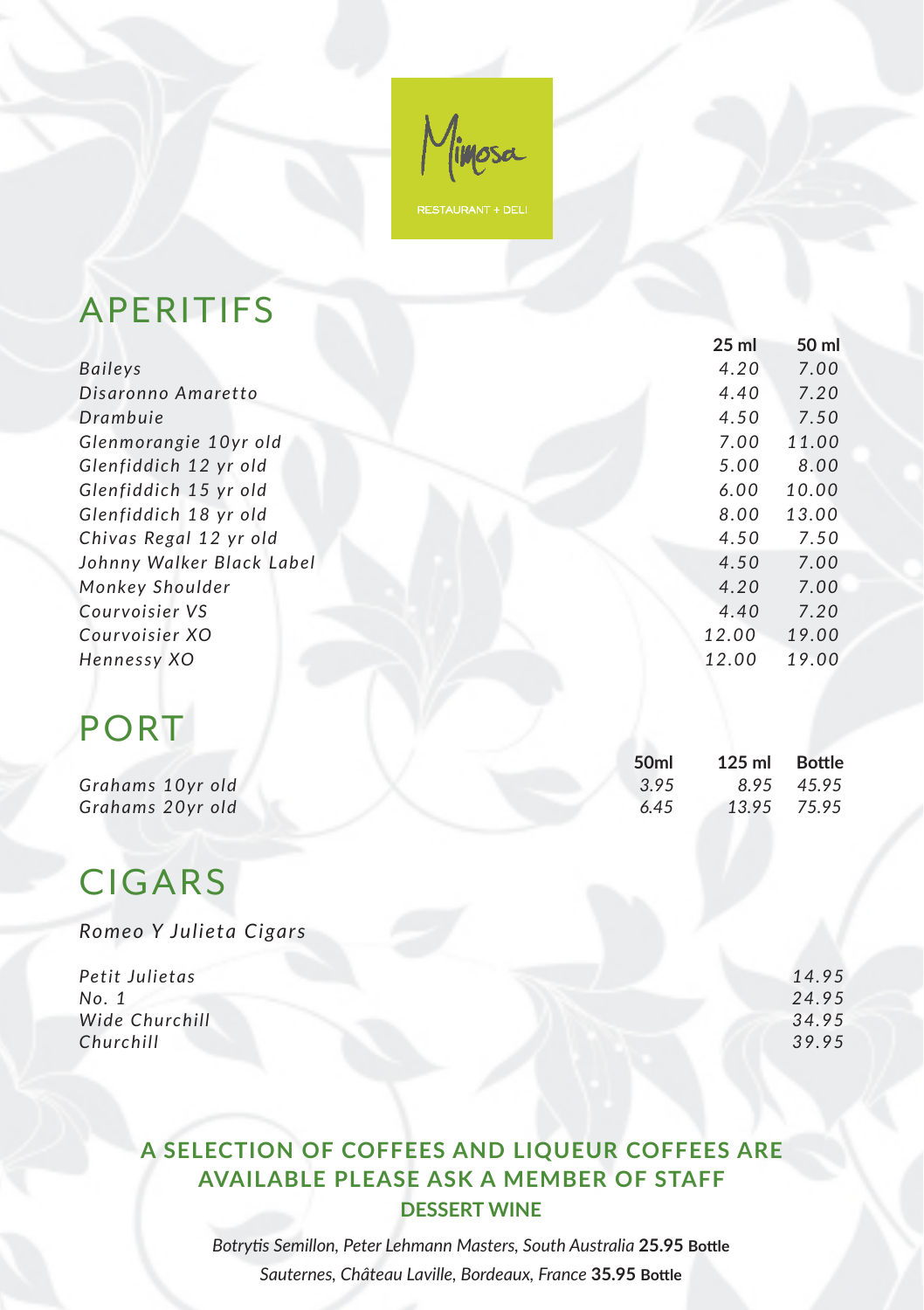Mimosa

RESTAURANT + DELI

# APERITIFS

| | 25 ml | 50 ml |
|---|---|---|
| *Baileys* | *4.20* | *7.00* |
| *Disaronno Amaretto* | *4.40* | *7.20* |
| *Drambuie* | *4.50* | *7.50* |
| *Glenmorangie 10yr old* | *7.00* | *11.00* |
| *Glenfiddich 12 yr old* | *5.00* | *8.00* |
| *Glenfiddich 15 yr old* | *6.00* | *10.00* |
| *Glenfiddich 18 yr old* | *8.00* | *13.00* |
| *Chivas Regal 12 yr old* | *4.50* | *7.50* |
| *Johnny Walker Black Label* | *4.50* | *7.00* |
| *Monkey Shoulder* | *4.20* | *7.00* |
| *Courvoisier VS* | *4.40* | *7.20* |
| *Courvoisier XO* | *12.00* | *19.00* |
| *Hennessy XO* | *12.00* | *19.00* |

# PORT

| | 50ml | 125 ml | Bottle |
|---|---|---|---|
| *Grahams 10yr old* | *3.95* | *8.95* | *45.95* |
| *Grahams 20yr old* | *6.45* | *13.95* | *75.95* |

# CIGARS

*Romeo Y Julieta Cigars*

| | |
|---|---|
| *Petit Julietas* | *14.95* |
| *No. 1* | *24.95* |
| *Wide Churchill* | *34.95* |
| *Churchill* | *39.95* |

**A SELECTION OF COFFEES AND LIQUEUR COFFEES ARE AVAILABLE PLEASE ASK A MEMBER OF STAFF**

**DESSERT WINE**

*Botrytis Semillon, Peter Lehmann Masters, South Australia* **25.95 Bottle**

*Sauternes, Château Laville, Bordeaux, France* **35.95 Bottle**